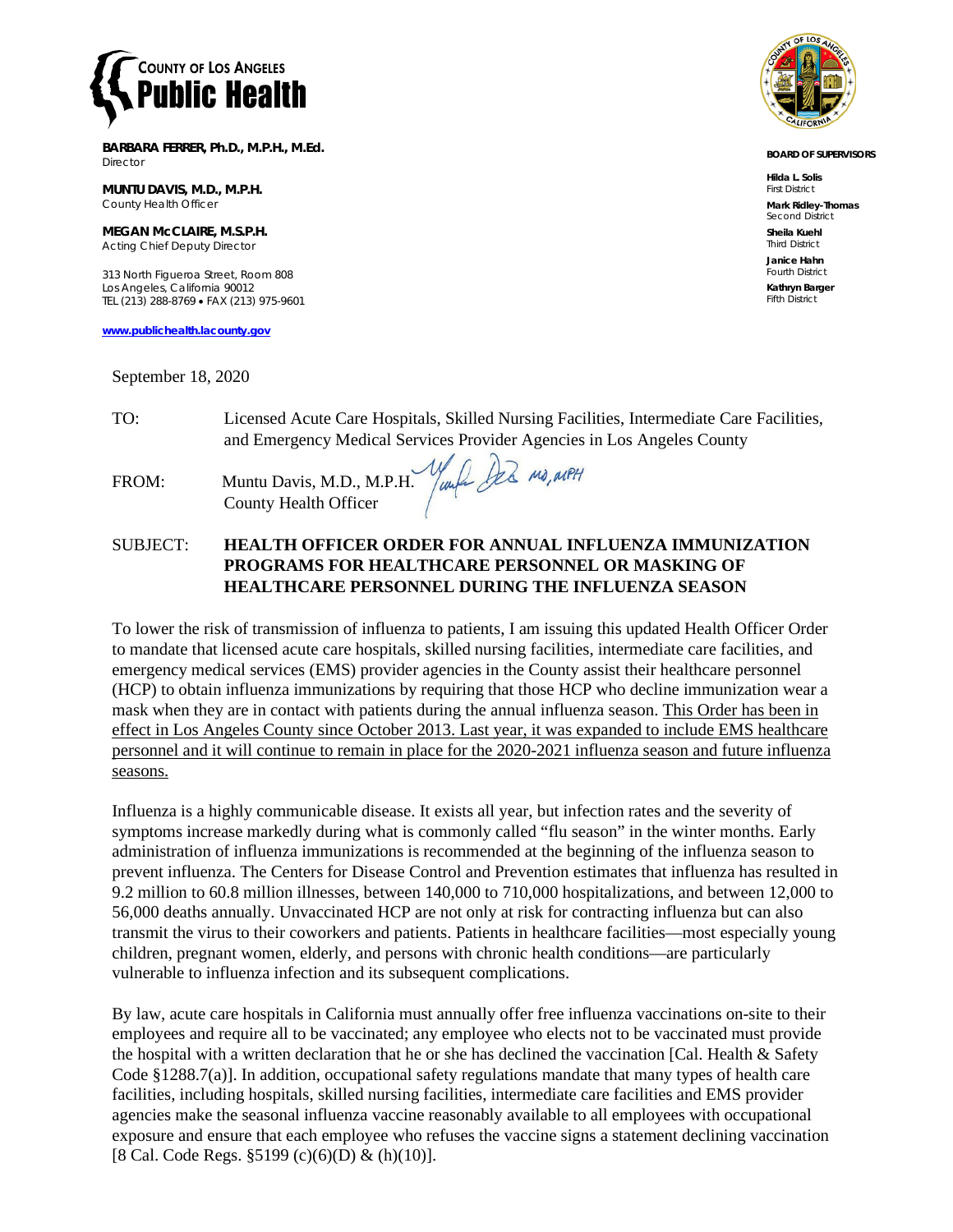**COUNTY OF LOS ANGELES**
**Public Health**

**BARBARA FERRER, Ph.D., M.P.H., M.Ed.**
Director

**MUNTU DAVIS, M.D., M.P.H.**
County Health Officer

**MEGAN McCLAIRE, M.S.P.H.**
Acting Chief Deputy Director

313 North Figueroa Street, Room 808
Los Angeles, California 90012
TEL (213) 288-8769 • FAX (213) 975-9601

**www.publichealth.lacounty.gov**

**BOARD OF SUPERVISORS**

**Hilda L. Solis**
First District

**Mark Ridley-Thomas**
Second District

**Sheila Kuehl**
Third District

**Janice Hahn**
Fourth District

**Kathryn Barger**
Fifth District

September 18, 2020

TO: Licensed Acute Care Hospitals, Skilled Nursing Facilities, Intermediate Care Facilities, and Emergency Medical Services Provider Agencies in Los Angeles County

FROM: Muntu Davis, M.D., M.P.H.
County Health Officer

SUBJECT: **HEALTH OFFICER ORDER FOR ANNUAL INFLUENZA IMMUNIZATION PROGRAMS FOR HEALTHCARE PERSONNEL OR MASKING OF HEALTHCARE PERSONNEL DURING THE INFLUENZA SEASON**

To lower the risk of transmission of influenza to patients, I am issuing this updated Health Officer Order to mandate that licensed acute care hospitals, skilled nursing facilities, intermediate care facilities, and emergency medical services (EMS) provider agencies in the County assist their healthcare personnel (HCP) to obtain influenza immunizations by requiring that those HCP who decline immunization wear a mask when they are in contact with patients during the annual influenza season. <u>This Order has been in effect in Los Angeles County since October 2013. Last year, it was expanded to include EMS healthcare personnel and it will continue to remain in place for the 2020-2021 influenza season and future influenza seasons.</u>

Influenza is a highly communicable disease. It exists all year, but infection rates and the severity of symptoms increase markedly during what is commonly called "flu season" in the winter months. Early administration of influenza immunizations is recommended at the beginning of the influenza season to prevent influenza. The Centers for Disease Control and Prevention estimates that influenza has resulted in 9.2 million to 60.8 million illnesses, between 140,000 to 710,000 hospitalizations, and between 12,000 to 56,000 deaths annually. Unvaccinated HCP are not only at risk for contracting influenza but can also transmit the virus to their coworkers and patients. Patients in healthcare facilities—most especially young children, pregnant women, elderly, and persons with chronic health conditions—are particularly vulnerable to influenza infection and its subsequent complications.

By law, acute care hospitals in California must annually offer free influenza vaccinations on-site to their employees and require all to be vaccinated; any employee who elects not to be vaccinated must provide the hospital with a written declaration that he or she has declined the vaccination [Cal. Health & Safety Code §1288.7(a)]. In addition, occupational safety regulations mandate that many types of health care facilities, including hospitals, skilled nursing facilities, intermediate care facilities and EMS provider agencies make the seasonal influenza vaccine reasonably available to all employees with occupational exposure and ensure that each employee who refuses the vaccine signs a statement declining vaccination [8 Cal. Code Regs. §5199 (c)(6)(D) & (h)(10)].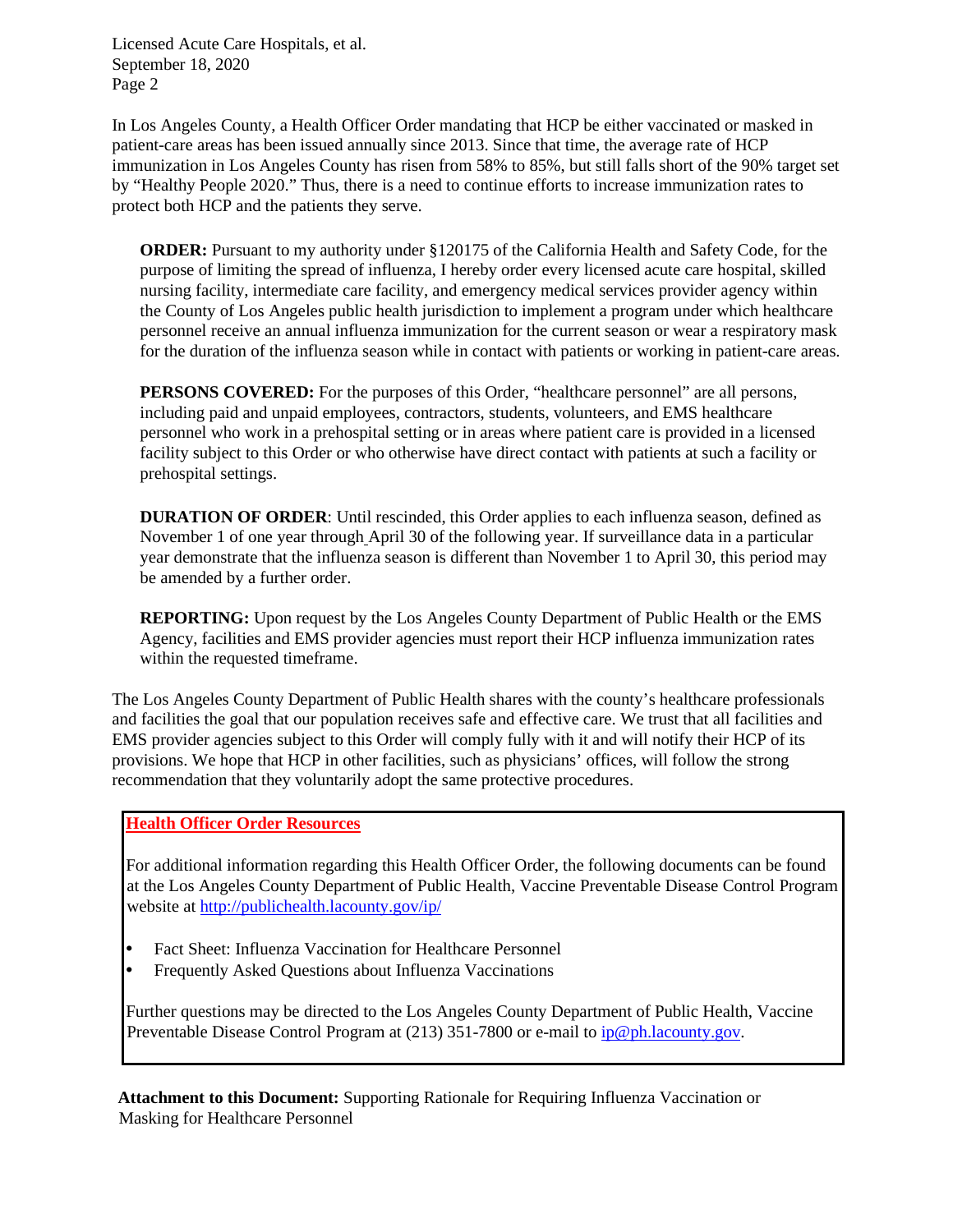In Los Angeles County, a Health Officer Order mandating that HCP be either vaccinated or masked in patient-care areas has been issued annually since 2013. Since that time, the average rate of HCP immunization in Los Angeles County has risen from 58% to 85%, but still falls short of the 90% target set by "Healthy People 2020." Thus, there is a need to continue efforts to increase immunization rates to protect both HCP and the patients they serve.

**ORDER:** Pursuant to my authority under §120175 of the California Health and Safety Code, for the purpose of limiting the spread of influenza, I hereby order every licensed acute care hospital, skilled nursing facility, intermediate care facility, and emergency medical services provider agency within the County of Los Angeles public health jurisdiction to implement a program under which healthcare personnel receive an annual influenza immunization for the current season or wear a respiratory mask for the duration of the influenza season while in contact with patients or working in patient-care areas.

**PERSONS COVERED:** For the purposes of this Order, "healthcare personnel" are all persons, including paid and unpaid employees, contractors, students, volunteers, and EMS healthcare personnel who work in a prehospital setting or in areas where patient care is provided in a licensed facility subject to this Order or who otherwise have direct contact with patients at such a facility or prehospital settings.

**DURATION OF ORDER**: Until rescinded, this Order applies to each influenza season, defined as November 1 of one year through April 30 of the following year. If surveillance data in a particular year demonstrate that the influenza season is different than November 1 to April 30, this period may be amended by a further order.

**REPORTING:** Upon request by the Los Angeles County Department of Public Health or the EMS Agency, facilities and EMS provider agencies must report their HCP influenza immunization rates within the requested timeframe.

The Los Angeles County Department of Public Health shares with the county's healthcare professionals and facilities the goal that our population receives safe and effective care. We trust that all facilities and EMS provider agencies subject to this Order will comply fully with it and will notify their HCP of its provisions. We hope that HCP in other facilities, such as physicians' offices, will follow the strong recommendation that they voluntarily adopt the same protective procedures.

**Health Officer Order Resources**

For additional information regarding this Health Officer Order, the following documents can be found at the Los Angeles County Department of Public Health, Vaccine Preventable Disease Control Program website at http://publichealth.lacounty.gov/ip/

- Fact Sheet: Influenza Vaccination for Healthcare Personnel
- Frequently Asked Questions about Influenza Vaccinations

Further questions may be directed to the Los Angeles County Department of Public Health, Vaccine Preventable Disease Control Program at (213) 351-7800 or e-mail to ip@ph.lacounty.gov.

**Attachment to this Document:** Supporting Rationale for Requiring Influenza Vaccination or Masking for Healthcare Personnel